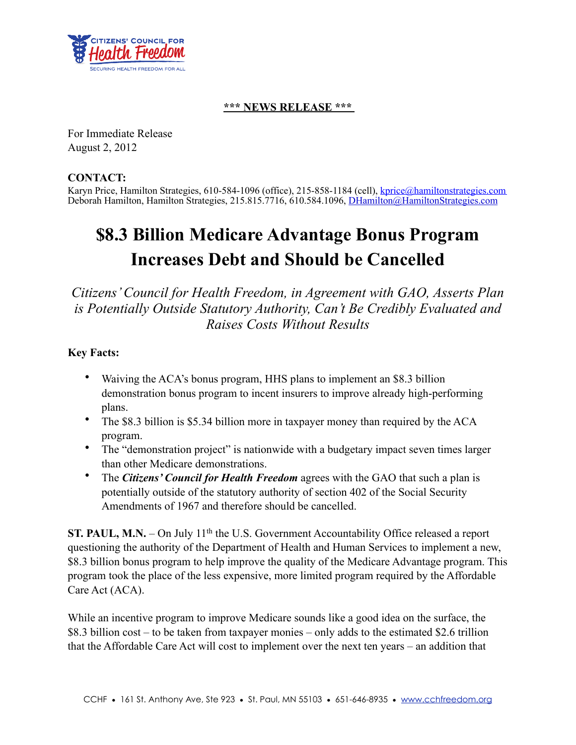CITIZENS' COUNCIL FOR **Health Freedom**

SECURING HEALTH FREEDOM FOR ALL

**\*\*\* NEWS RELEASE \*\*\***

For Immediate Release
August 2, 2012

**CONTACT:**
Karyn Price, Hamilton Strategies, 610-584-1096 (office), 215-858-1184 (cell), kprice@hamiltonstrategies.com
Deborah Hamilton, Hamilton Strategies, 215.815.7716, 610.584.1096, DHamilton@HamiltonStrategies.com

# $8.3 Billion Medicare Advantage Bonus Program Increases Debt and Should be Cancelled

*Citizens' Council for Health Freedom, in Agreement with GAO, Asserts Plan is Potentially Outside Statutory Authority, Can't Be Credibly Evaluated and Raises Costs Without Results*

**Key Facts:**

- Waiving the ACA's bonus program, HHS plans to implement an $8.3 billion demonstration bonus program to incent insurers to improve already high-performing plans.
- The $8.3 billion is $5.34 billion more in taxpayer money than required by the ACA program.
- The "demonstration project" is nationwide with a budgetary impact seven times larger than other Medicare demonstrations.
- The ***Citizens' Council for Health Freedom*** agrees with the GAO that such a plan is potentially outside of the statutory authority of section 402 of the Social Security Amendments of 1967 and therefore should be cancelled.

**ST. PAUL, M.N.** – On July 11th the U.S. Government Accountability Office released a report questioning the authority of the Department of Health and Human Services to implement a new, $8.3 billion bonus program to help improve the quality of the Medicare Advantage program. This program took the place of the less expensive, more limited program required by the Affordable Care Act (ACA).

While an incentive program to improve Medicare sounds like a good idea on the surface, the $8.3 billion cost – to be taken from taxpayer monies – only adds to the estimated $2.6 trillion that the Affordable Care Act will cost to implement over the next ten years – an addition that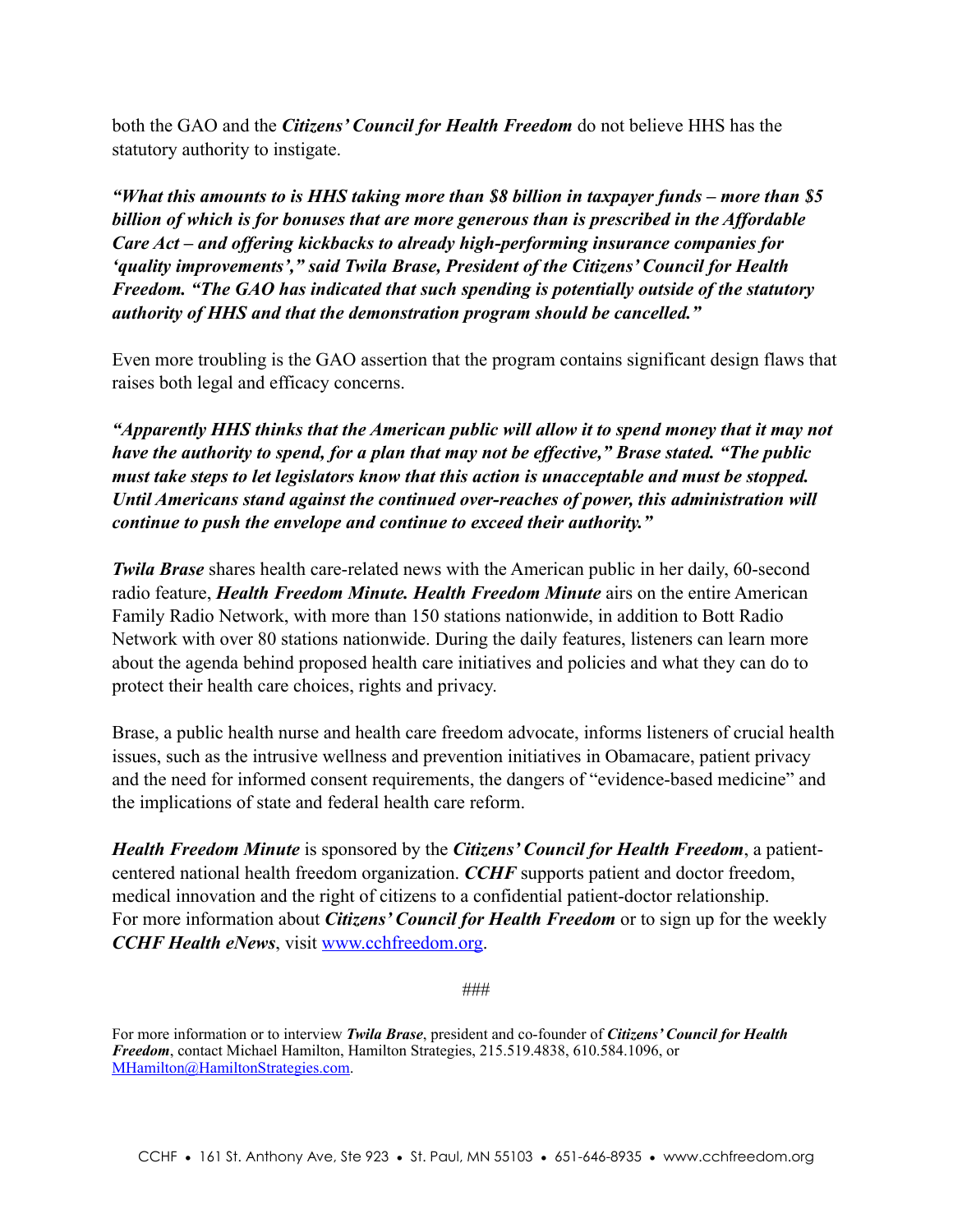both the GAO and the ***Citizens' Council for Health Freedom*** do not believe HHS has the statutory authority to instigate.

***"What this amounts to is HHS taking more than $8 billion in taxpayer funds – more than $5 billion of which is for bonuses that are more generous than is prescribed in the Affordable Care Act – and offering kickbacks to already high-performing insurance companies for 'quality improvements'," said Twila Brase, President of the Citizens' Council for Health Freedom. "The GAO has indicated that such spending is potentially outside of the statutory authority of HHS and that the demonstration program should be cancelled."***

Even more troubling is the GAO assertion that the program contains significant design flaws that raises both legal and efficacy concerns.

***"Apparently HHS thinks that the American public will allow it to spend money that it may not have the authority to spend, for a plan that may not be effective," Brase stated. "The public must take steps to let legislators know that this action is unacceptable and must be stopped. Until Americans stand against the continued over-reaches of power, this administration will continue to push the envelope and continue to exceed their authority."***

***Twila Brase*** shares health care-related news with the American public in her daily, 60-second radio feature, ***Health Freedom Minute. Health Freedom Minute*** airs on the entire American Family Radio Network, with more than 150 stations nationwide, in addition to Bott Radio Network with over 80 stations nationwide. During the daily features, listeners can learn more about the agenda behind proposed health care initiatives and policies and what they can do to protect their health care choices, rights and privacy.

Brase, a public health nurse and health care freedom advocate, informs listeners of crucial health issues, such as the intrusive wellness and prevention initiatives in Obamacare, patient privacy and the need for informed consent requirements, the dangers of "evidence-based medicine" and the implications of state and federal health care reform.

***Health Freedom Minute*** is sponsored by the ***Citizens' Council for Health Freedom***, a patient-centered national health freedom organization. ***CCHF*** supports patient and doctor freedom, medical innovation and the right of citizens to a confidential patient-doctor relationship. For more information about ***Citizens' Council for Health Freedom*** or to sign up for the weekly ***CCHF Health eNews***, visit www.cchfreedom.org.

###

For more information or to interview ***Twila Brase***, president and co-founder of ***Citizens' Council for Health Freedom***, contact Michael Hamilton, Hamilton Strategies, 215.519.4838, 610.584.1096, or MHamilton@HamiltonStrategies.com.

CCHF • 161 St. Anthony Ave, Ste 923 • St. Paul, MN 55103 • 651-646-8935 • www.cchfreedom.org